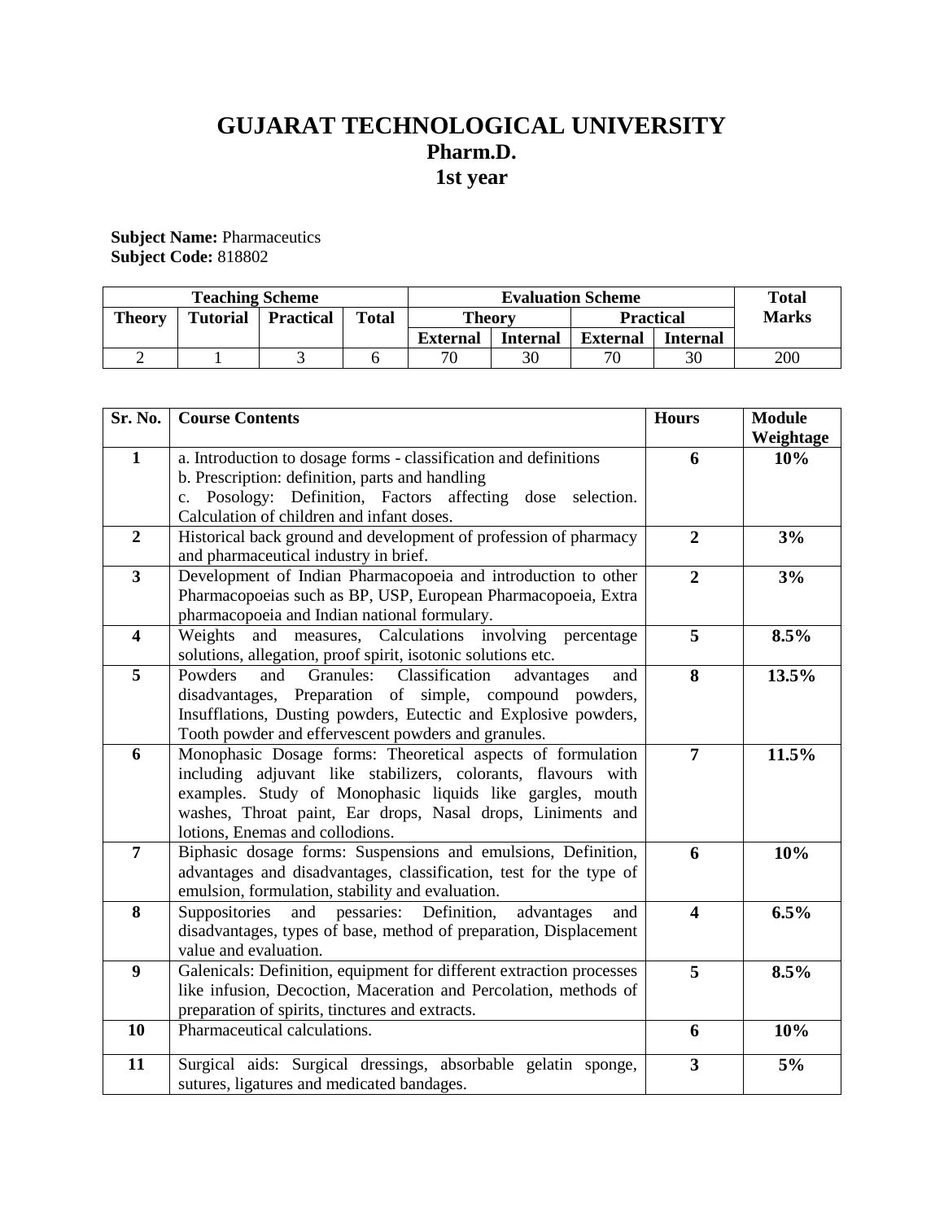# GUJARAT TECHNOLOGICAL UNIVERSITY
## Pharm.D.
## 1st year

**Subject Name:** Pharmaceutics
**Subject Code:** 818802

| Teaching Scheme | | | | Evaluation Scheme | | | | Total Marks |
|---|---|---|---|---|---|---|---|---|
| Theory | Tutorial | Practical | Total | Theory | | Practical | | |
| | | | | External | Internal | External | Internal | |
| 2 | 1 | 3 | 6 | 70 | 30 | 70 | 30 | 200 |

| Sr. No. | Course Contents | Hours | Module Weightage |
|---|---|---|---|
| **1** | a. Introduction to dosage forms - classification and definitions<br>b. Prescription: definition, parts and handling<br>c. Posology: Definition, Factors affecting dose selection. Calculation of children and infant doses. | **6** | **10%** |
| **2** | Historical back ground and development of profession of pharmacy and pharmaceutical industry in brief. | **2** | **3%** |
| **3** | Development of Indian Pharmacopoeia and introduction to other Pharmacopoeias such as BP, USP, European Pharmacopoeia, Extra pharmacopoeia and Indian national formulary. | **2** | **3%** |
| **4** | Weights and measures, Calculations involving percentage solutions, allegation, proof spirit, isotonic solutions etc. | **5** | **8.5%** |
| **5** | Powders and Granules: Classification advantages and disadvantages, Preparation of simple, compound powders, Insufflations, Dusting powders, Eutectic and Explosive powders, Tooth powder and effervescent powders and granules. | **8** | **13.5%** |
| **6** | Monophasic Dosage forms: Theoretical aspects of formulation including adjuvant like stabilizers, colorants, flavours with examples. Study of Monophasic liquids like gargles, mouth washes, Throat paint, Ear drops, Nasal drops, Liniments and lotions, Enemas and collodions. | **7** | **11.5%** |
| **7** | Biphasic dosage forms: Suspensions and emulsions, Definition, advantages and disadvantages, classification, test for the type of emulsion, formulation, stability and evaluation. | **6** | **10%** |
| **8** | Suppositories and pessaries: Definition, advantages and disadvantages, types of base, method of preparation, Displacement value and evaluation. | **4** | **6.5%** |
| **9** | Galenicals: Definition, equipment for different extraction processes like infusion, Decoction, Maceration and Percolation, methods of preparation of spirits, tinctures and extracts. | **5** | **8.5%** |
| **10** | Pharmaceutical calculations. | **6** | **10%** |
| **11** | Surgical aids: Surgical dressings, absorbable gelatin sponge, sutures, ligatures and medicated bandages. | **3** | **5%** |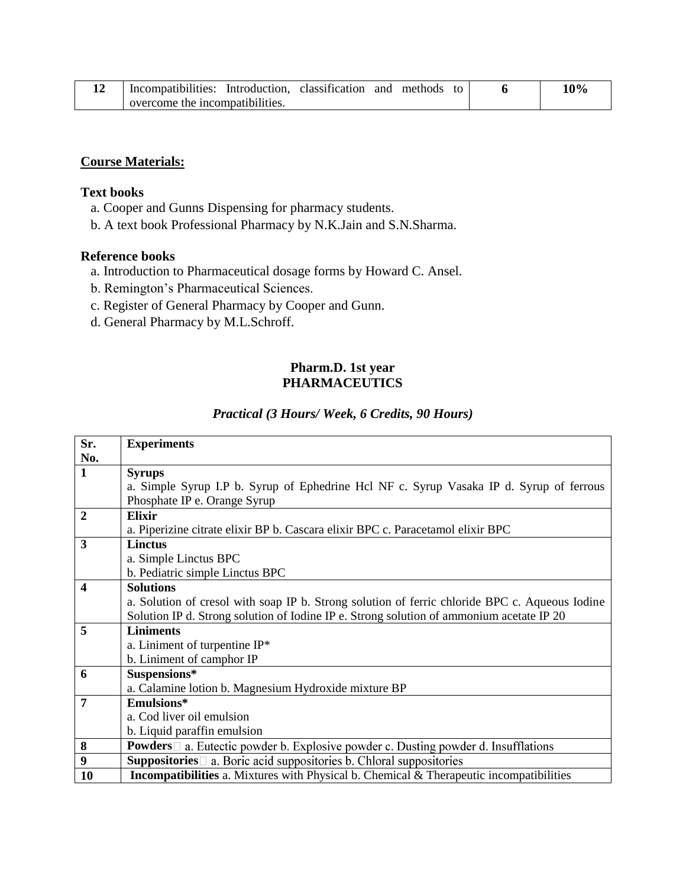| 12 | Incompatibilities: Introduction, classification and methods to overcome the incompatibilities. | 6 | 10% |
|---|---|---|---|

**Course Materials:**

**Text books**

a. Cooper and Gunns Dispensing for pharmacy students.
b. A text book Professional Pharmacy by N.K.Jain and S.N.Sharma.

**Reference books**

a. Introduction to Pharmaceutical dosage forms by Howard C. Ansel.
b. Remington's Pharmaceutical Sciences.
c. Register of General Pharmacy by Cooper and Gunn.
d. General Pharmacy by M.L.Schroff.

## Pharm.D. 1st year
## PHARMACEUTICS

### *Practical (3 Hours/ Week, 6 Credits, 90 Hours)*

| Sr. No. | Experiments |
|---|---|
| 1 | **Syrups**<br>a. Simple Syrup I.P b. Syrup of Ephedrine Hcl NF c. Syrup Vasaka IP d. Syrup of ferrous Phosphate IP e. Orange Syrup |
| 2 | **Elixir**<br>a. Piperizine citrate elixir BP b. Cascara elixir BPC c. Paracetamol elixir BPC |
| 3 | **Linctus**<br>a. Simple Linctus BPC<br>b. Pediatric simple Linctus BPC |
| 4 | **Solutions**<br>a. Solution of cresol with soap IP b. Strong solution of ferric chloride BPC c. Aqueous Iodine Solution IP d. Strong solution of Iodine IP e. Strong solution of ammonium acetate IP 20 |
| 5 | **Liniments**<br>a. Liniment of turpentine IP*<br>b. Liniment of camphor IP |
| 6 | **Suspensions***<br>a. Calamine lotion b. Magnesium Hydroxide mixture BP |
| 7 | **Emulsions***<br>a. Cod liver oil emulsion<br>b. Liquid paraffin emulsion |
| 8 | **Powders** a. Eutectic powder b. Explosive powder c. Dusting powder d. Insufflations |
| 9 | **Suppositories** a. Boric acid suppositories b. Chloral suppositories |
| 10 | **Incompatibilities** a. Mixtures with Physical b. Chemical & Therapeutic incompatibilities |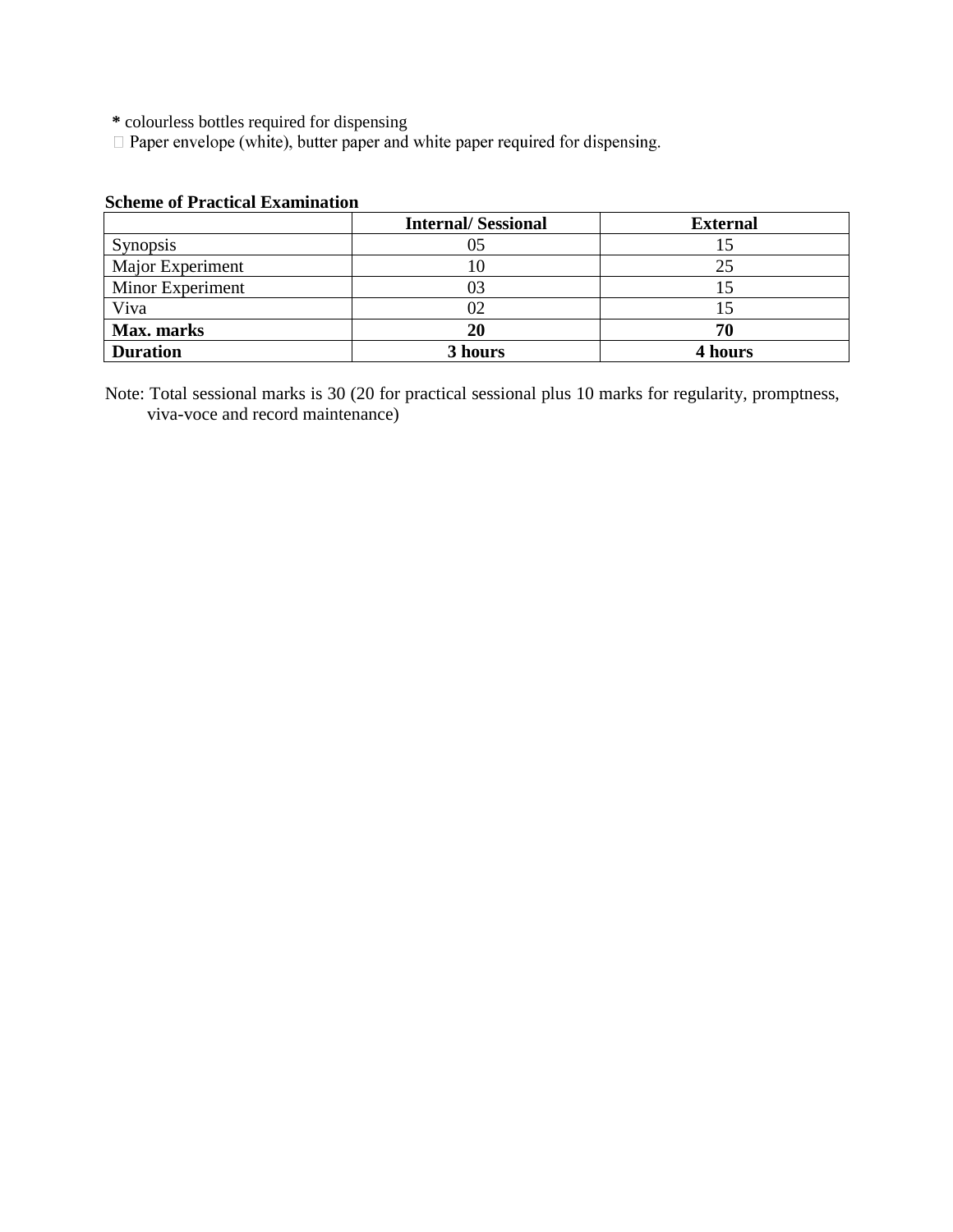**\*** colourless bottles required for dispensing

 Paper envelope (white), butter paper and white paper required for dispensing.

**Scheme of Practical Examination**

| | Internal/ Sessional | External |
|---|---|---|
| Synopsis | 05 | 15 |
| Major Experiment | 10 | 25 |
| Minor Experiment | 03 | 15 |
| Viva | 02 | 15 |
| **Max. marks** | **20** | **70** |
| **Duration** | **3 hours** | **4 hours** |

Note: Total sessional marks is 30 (20 for practical sessional plus 10 marks for regularity, promptness, viva-voce and record maintenance)